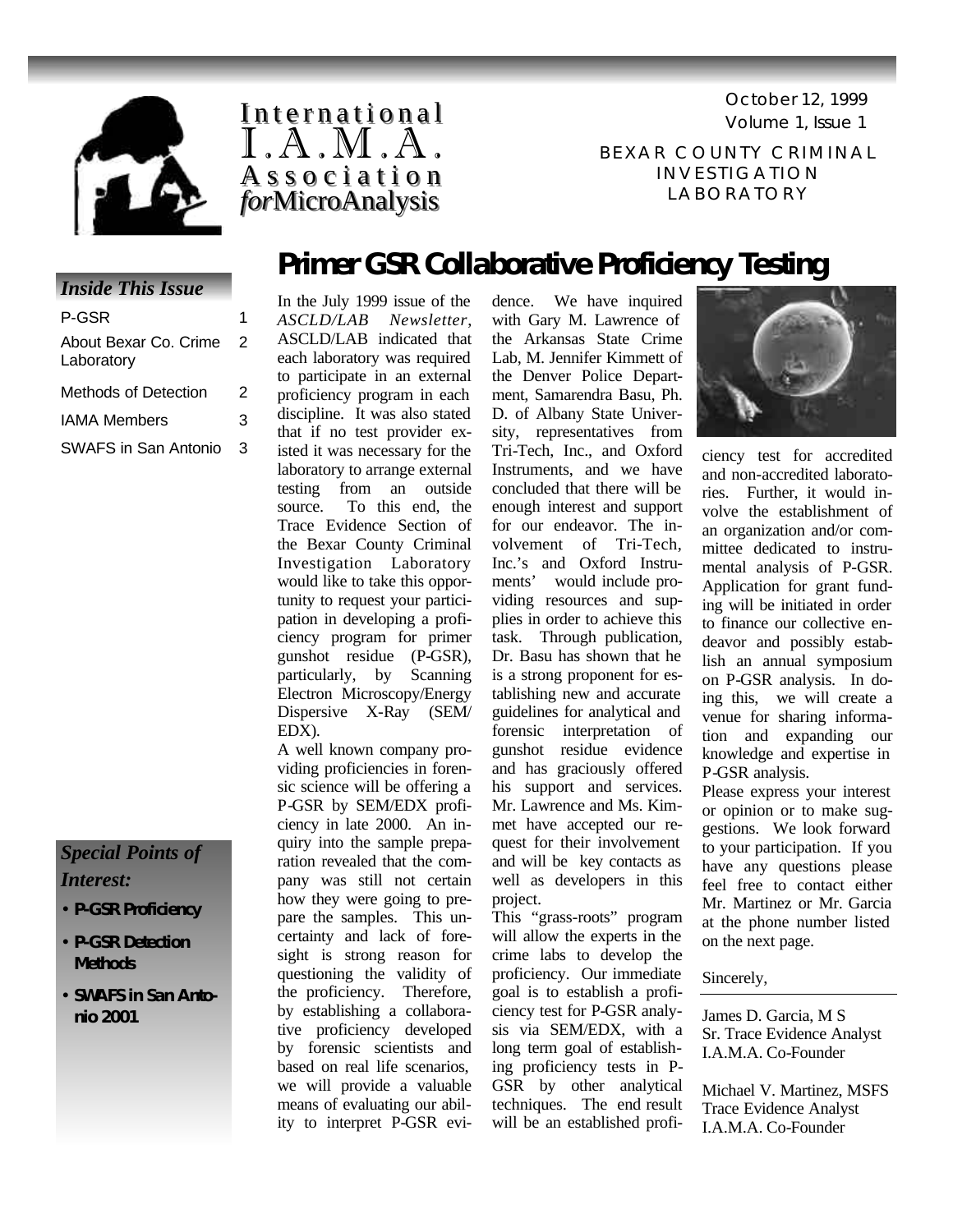# International I.A.M.A. Association for MicroAnalysis

October 12, 1999
Volume 1, Issue 1

BEXAR COUNTY CRIMINAL INVESTIGATION LABORATORY

### *Inside This Issue*

| | |
|---|---|
| P-GSR | 1 |
| About Bexar Co. Crime Laboratory | 2 |
| Methods of Detection | 2 |
| IAMA Members | 3 |
| SWAFS in San Antonio | 3 |

### *Special Points of Interest:*

- **P-GSR Proficiency**
- **P-GSR Detection Methods**
- **SWAFS in San Antonio 2001**

## Primer GSR Collaborative Proficiency Testing

In the July 1999 issue of the *ASCLD/LAB Newsletter*, ASCLD/LAB indicated that each laboratory was required to participate in an external proficiency program in each discipline. It was also stated that if no test provider existed it was necessary for the laboratory to arrange external testing from an outside source. To this end, the Trace Evidence Section of the Bexar County Criminal Investigation Laboratory would like to take this opportunity to request your participation in developing a proficiency program for primer gunshot residue (P-GSR), particularly, by Scanning Electron Microscopy/Energy Dispersive X-Ray (SEM/EDX).

A well known company providing proficiencies in forensic science will be offering a P-GSR by SEM/EDX proficiency in late 2000. An inquiry into the sample preparation revealed that the company was still not certain how they were going to prepare the samples. This uncertainty and lack of foresight is strong reason for questioning the validity of the proficiency. Therefore, by establishing a collaborative proficiency developed by forensic scientists and based on real life scenarios, we will provide a valuable means of evaluating our ability to interpret P-GSR evidence. We have inquired with Gary M. Lawrence of the Arkansas State Crime Lab, M. Jennifer Kimmett of the Denver Police Department, Samarendra Basu, Ph. D. of Albany State University, representatives from Tri-Tech, Inc., and Oxford Instruments, and we have concluded that there will be enough interest and support for our endeavor. The involvement of Tri-Tech, Inc.'s and Oxford Instruments' would include providing resources and supplies in order to achieve this task. Through publication, Dr. Basu has shown that he is a strong proponent for establishing new and accurate guidelines for analytical and forensic interpretation of gunshot residue evidence and has graciously offered his support and services. Mr. Lawrence and Ms. Kimmet have accepted our request for their involvement and will be key contacts as well as developers in this project.

This "grass-roots" program will allow the experts in the crime labs to develop the proficiency. Our immediate goal is to establish a proficiency test for P-GSR analysis via SEM/EDX, with a long term goal of establishing proficiency tests in P-GSR by other analytical techniques. The end result will be an established proficiency test for accredited and non-accredited laboratories. Further, it would involve the establishment of an organization and/or committee dedicated to instrumental analysis of P-GSR. Application for grant funding will be initiated in order to finance our collective endeavor and possibly establish an annual symposium on P-GSR analysis. In doing this, we will create a venue for sharing information and expanding our knowledge and expertise in P-GSR analysis.

Please express your interest or opinion or to make suggestions. We look forward to your participation. If you have any questions please feel free to contact either Mr. Martinez or Mr. Garcia at the phone number listed on the next page.

Sincerely,

James D. Garcia, M S
Sr. Trace Evidence Analyst
I.A.M.A. Co-Founder

Michael V. Martinez, MSFS
Trace Evidence Analyst
I.A.M.A. Co-Founder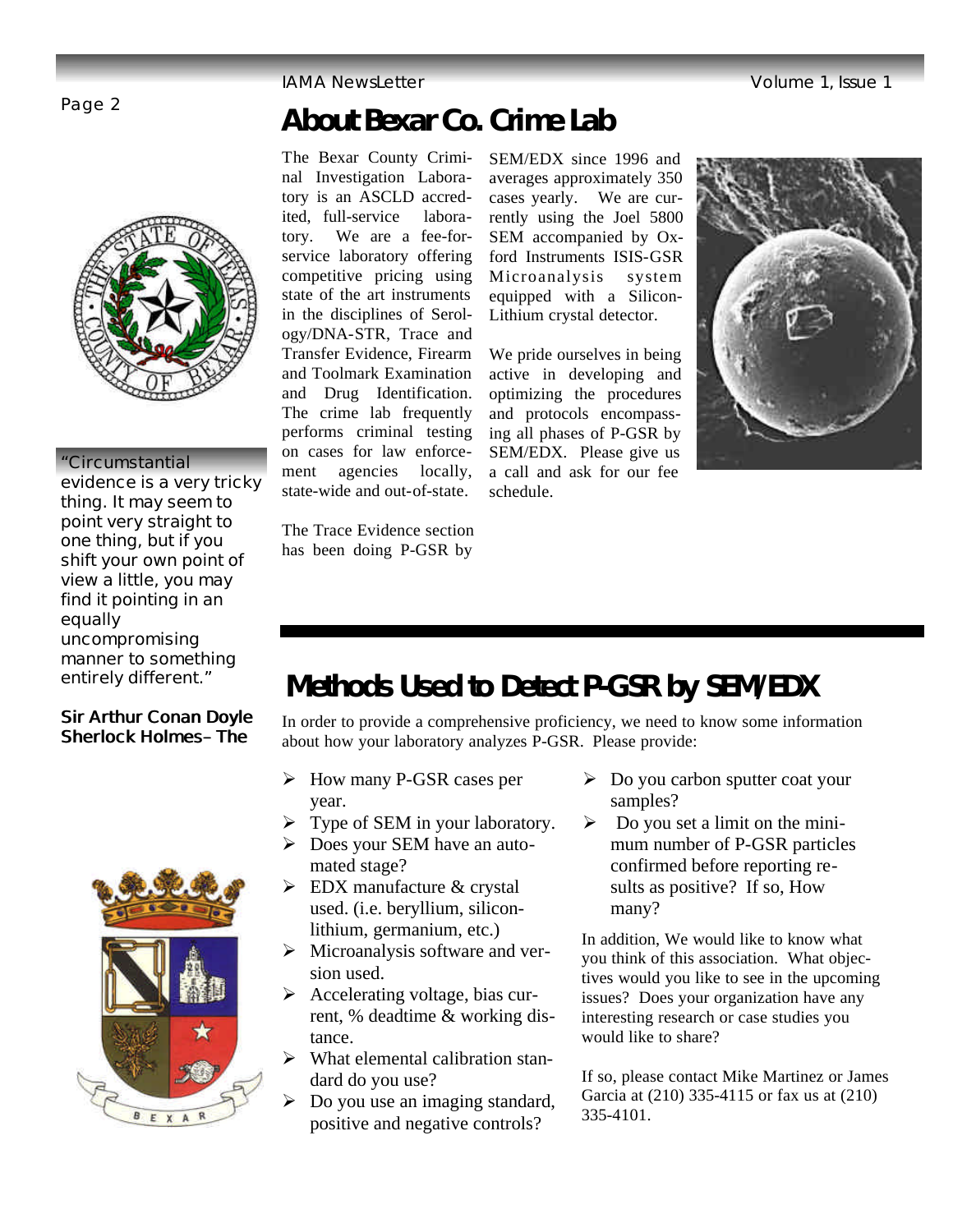# About Bexar Co. Crime Lab

The Bexar County Criminal Investigation Laboratory is an ASCLD accredited, full-service laboratory. We are a fee-for-service laboratory offering competitive pricing using state of the art instruments in the disciplines of Serology/DNA-STR, Trace and Transfer Evidence, Firearm and Toolmark Examination and Drug Identification. The crime lab frequently performs criminal testing on cases for law enforcement agencies locally, state-wide and out-of-state.

The Trace Evidence section has been doing P-GSR by SEM/EDX since 1996 and averages approximately 350 cases yearly. We are currently using the Joel 5800 SEM accompanied by Oxford Instruments ISIS-GSR Microanalysis system equipped with a Silicon-Lithium crystal detector.

We pride ourselves in being active in developing and optimizing the procedures and protocols encompassing all phases of P-GSR by SEM/EDX. Please give us a call and ask for our fee schedule.

"Circumstantial evidence is a very tricky thing. It may seem to point very straight to one thing, but if you shift your own point of view a little, you may find it pointing in an equally uncompromising manner to something entirely different."

**Sir Arthur Conan Doyle Sherlock Holmes– The**

# Methods Used to Detect P-GSR by SEM/EDX

In order to provide a comprehensive proficiency, we need to know some information about how your laboratory analyzes P-GSR. Please provide:

- How many P-GSR cases per year.
- Type of SEM in your laboratory.
- Does your SEM have an automated stage?
- EDX manufacture & crystal used. (i.e. beryllium, silicon-lithium, germanium, etc.)
- Microanalysis software and version used.
- Accelerating voltage, bias current, % deadtime & working distance.
- What elemental calibration standard do you use?
- Do you use an imaging standard, positive and negative controls?
- Do you carbon sputter coat your samples?
- Do you set a limit on the minimum number of P-GSR particles confirmed before reporting results as positive? If so, How many?

In addition, We would like to know what you think of this association. What objectives would you like to see in the upcoming issues? Does your organization have any interesting research or case studies you would like to share?

If so, please contact Mike Martinez or James Garcia at (210) 335-4115 or fax us at (210) 335-4101.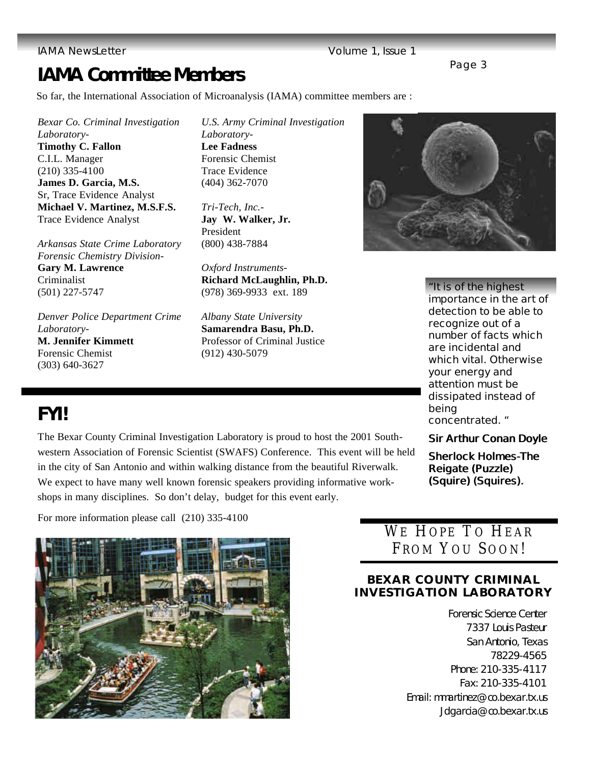# IAMA Committee Members

So far, the International Association of Microanalysis (IAMA) committee members are :

*Bexar Co. Criminal Investigation Laboratory-*
**Timothy C. Fallon**
C.I.L. Manager
(210) 335-4100
**James D. Garcia, M.S.**
Sr, Trace Evidence Analyst
**Michael V. Martinez, M.S.F.S.**
Trace Evidence Analyst

*Arkansas State Crime Laboratory Forensic Chemistry Division-*
**Gary M. Lawrence**
Criminalist
(501) 227-5747

*Denver Police Department Crime Laboratory-*
**M. Jennifer Kimmett**
Forensic Chemist
(303) 640-3627

*U.S. Army Criminal Investigation Laboratory-*
**Lee Fadness**
Forensic Chemist
Trace Evidence
(404) 362-7070

*Tri-Tech, Inc.-*
**Jay W. Walker, Jr.**
President
(800) 438-7884

*Oxford Instruments-*
**Richard McLaughlin, Ph.D.**
(978) 369-9933 ext. 189

*Albany State University*
**Samarendra Basu, Ph.D.**
Professor of Criminal Justice
(912) 430-5079

"It is of the highest importance in the art of detection to be able to recognize out of a number of facts which are incidental and which vital. Otherwise your energy and attention must be dissipated instead of being concentrated. "

**Sir Arthur Conan Doyle**

**Sherlock Holmes-The Reigate (Puzzle) (Squire) (Squires).**

# FYI!

The Bexar County Criminal Investigation Laboratory is proud to host the 2001 Southwestern Association of Forensic Scientist (SWAFS) Conference. This event will be held in the city of San Antonio and within walking distance from the beautiful Riverwalk. We expect to have many well known forensic speakers providing informative workshops in many disciplines. So don't delay, budget for this event early.

For more information please call (210) 335-4100

## We Hope To Hear From You Soon!

**BEXAR COUNTY CRIMINAL INVESTIGATION LABORATORY**

Forensic Science Center
7337 Louis Pasteur
San Antonio, Texas
78229-4565
Phone: 210-335-4117
Fax: 210-335-4101
Email: mmartinez@co.bexar.tx.us
Jdgarcia@co.bexar.tx.us